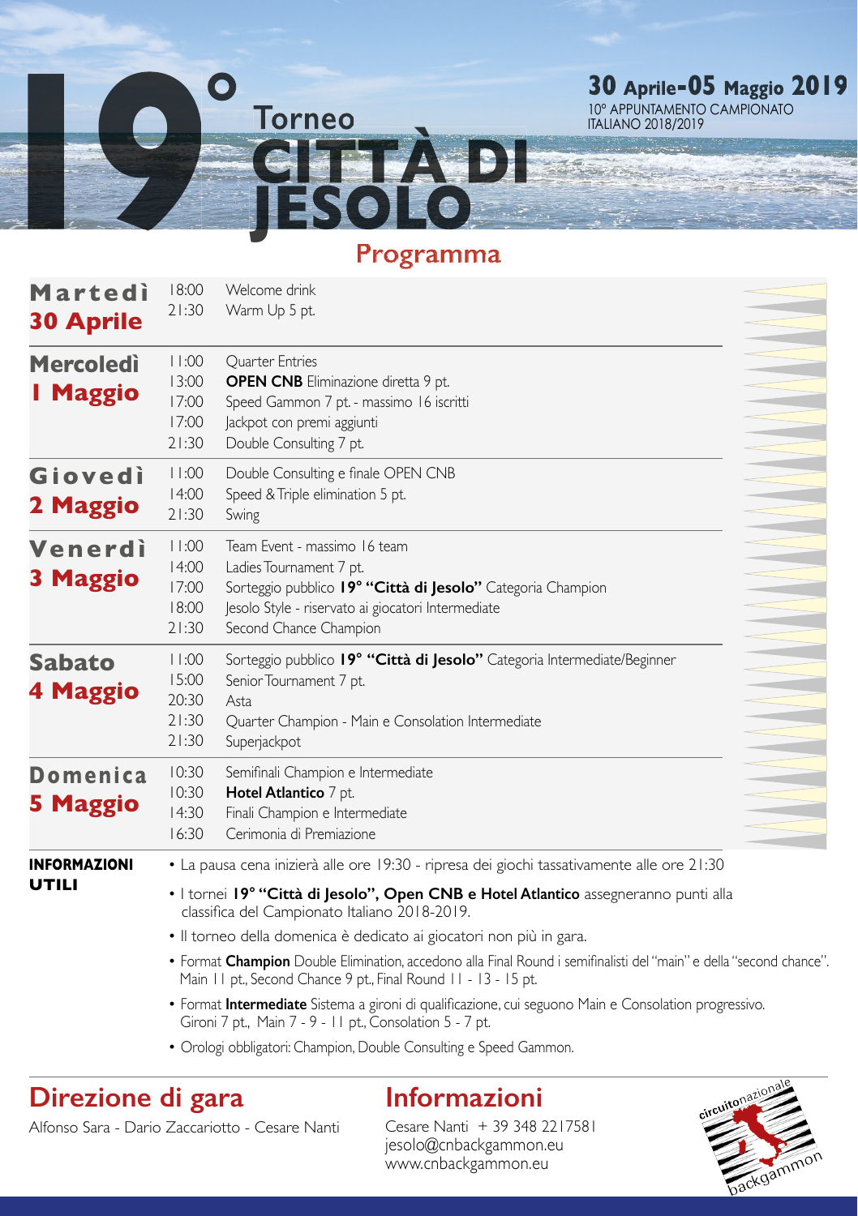# 19° Torneo CITTÀ DI JESOLO

**30 Aprile-05 Maggio 2019**
10° APPUNTAMENTO CAMPIONATO ITALIANO 2018/2019

## Programma

| Giorno | Ora | Evento |
|---|---|---|
| **Martedì 30 Aprile** | 18:00 | Welcome drink |
| | 21:30 | Warm Up 5 pt. |
| **Mercoledì 1 Maggio** | 11:00 | Quarter Entries |
| | 13:00 | **OPEN CNB** Eliminazione diretta 9 pt. |
| | 17:00 | Speed Gammon 7 pt. - massimo 16 iscritti |
| | 17:00 | Jackpot con premi aggiunti |
| | 21:30 | Double Consulting 7 pt. |
| **Giovedì 2 Maggio** | 11:00 | Double Consulting e finale OPEN CNB |
| | 14:00 | Speed & Triple elimination 5 pt. |
| | 21:30 | Swing |
| **Venerdì 3 Maggio** | 11:00 | Team Event - massimo 16 team |
| | 14:00 | Ladies Tournament 7 pt. |
| | 17:00 | Sorteggio pubblico **19° "Città di Jesolo"** Categoria Champion |
| | 18:00 | Jesolo Style - riservato ai giocatori Intermediate |
| | 21:30 | Second Chance Champion |
| **Sabato 4 Maggio** | 11:00 | Sorteggio pubblico **19° "Città di Jesolo"** Categoria Intermediate/Beginner |
| | 15:00 | Senior Tournament 7 pt. |
| | 20:30 | Asta |
| | 21:30 | Quarter Champion - Main e Consolation Intermediate |
| | 21:30 | Superjackpot |
| **Domenica 5 Maggio** | 10:30 | Semifinali Champion e Intermediate |
| | 10:30 | **Hotel Atlantico** 7 pt. |
| | 14:30 | Finali Champion e Intermediate |
| | 16:30 | Cerimonia di Premiazione |

### INFORMAZIONI UTILI

- La pausa cena inizierà alle ore 19:30 - ripresa dei giochi tassativamente alle ore 21:30
- I tornei **19° "Città di Jesolo", Open CNB e Hotel Atlantico** assegneranno punti alla classifica del Campionato Italiano 2018-2019.
- Il torneo della domenica è dedicato ai giocatori non più in gara.
- Format **Champion** Double Elimination, accedono alla Final Round i semifinalisti del "main" e della "second chance". Main 11 pt., Second Chance 9 pt., Final Round 11 - 13 - 15 pt.
- Format **Intermediate** Sistema a gironi di qualificazione, cui seguono Main e Consolation progressivo. Gironi 7 pt., Main 7 - 9 - 11 pt., Consolation 5 - 7 pt.
- Orologi obbligatori: Champion, Double Consulting e Speed Gammon.

## Direzione di gara

Alfonso Sara - Dario Zaccariotto - Cesare Nanti

## Informazioni

Cesare Nanti + 39 348 2217581
jesolo@cnbackgammon.eu
www.cnbackgammon.eu

circuitonazionale backgammon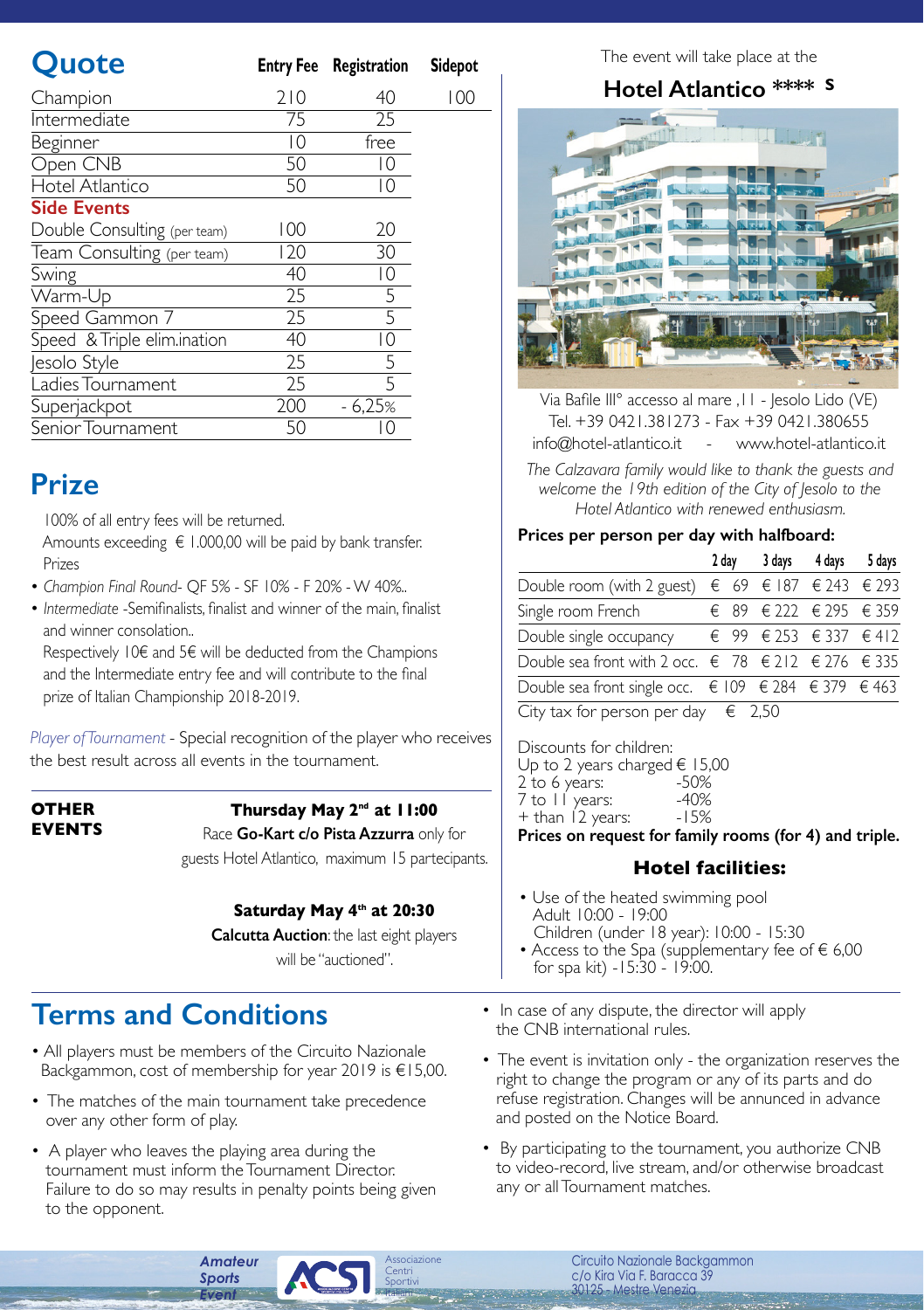# Quote

| | Entry Fee | Registration | Sidepot |
|---|---|---|---|
| Champion | 210 | 40 | 100 |
| Intermediate | 75 | 25 | |
| Beginner | 10 | free | |
| Open CNB | 50 | 10 | |
| Hotel Atlantico | 50 | 10 | |
| **Side Events** | | | |
| Double Consulting (per team) | 100 | 20 | |
| Team Consulting (per team) | 120 | 30 | |
| Swing | 40 | 10 | |
| Warm-Up | 25 | 5 | |
| Speed Gammon 7 | 25 | 5 | |
| Speed & Triple elim.ination | 40 | 10 | |
| Jesolo Style | 25 | 5 | |
| Ladies Tournament | 25 | 5 | |
| Superjackpot | 200 | - 6,25% | |
| Senior Tournament | 50 | 10 | |

# Prize

100% of all entry fees will be returned.
Amounts exceeding € 1.000,00 will be paid by bank transfer.
Prizes

- *Champion Final Round*- QF 5% - SF 10% - F 20% - W 40%..
- *Intermediate* -Semifinalists, finalist and winner of the main, finalist and winner consolation..

Respectively 10€ and 5€ will be deducted from the Champions and the Intermediate entry fee and will contribute to the final prize of Italian Championship 2018-2019.

*Player of Tournament* - Special recognition of the player who receives the best result across all events in the tournament.

**OTHER EVENTS**

**Thursday May 2nd at 11:00**
Race **Go-Kart c/o Pista Azzurra** only for guests Hotel Atlantico, maximum 15 partecipants.

**Saturday May 4th at 20:30**
**Calcutta Auction**: the last eight players will be "auctioned".

The event will take place at the

## Hotel Atlantico **** S

Via Bafile III° accesso al mare ,11 - Jesolo Lido (VE)
Tel. +39 0421.381273 - Fax +39 0421.380655
info@hotel-atlantico.it - www.hotel-atlantico.it

*The Calzavara family would like to thank the guests and welcome the 19th edition of the City of Jesolo to the Hotel Atlantico with renewed enthusiasm.*

**Prices per person per day with halfboard:**

| | 2 day | 3 days | 4 days | 5 days |
|---|---|---|---|---|
| Double room (with 2 guest) | € 69 | € 187 | € 243 | € 293 |
| Single room French | € 89 | € 222 | € 295 | € 359 |
| Double single occupancy | € 99 | € 253 | € 337 | € 412 |
| Double sea front with 2 occ. | € 78 | € 212 | € 276 | € 335 |
| Double sea front single occ. | € 109 | € 284 | € 379 | € 463 |
| City tax for person per day | € 2,50 | | | |

Discounts for children:
Up to 2 years charged € 15,00
2 to 6 years: -50%
7 to 11 years: -40%
+ than 12 years: -15%
**Prices on request for family rooms (for 4) and triple.**

### Hotel facilities:

- Use of the heated swimming pool
  Adult 10:00 - 19:00
  Children (under 18 year): 10:00 - 15:30
- Access to the Spa (supplementary fee of € 6,00 for spa kit) -15:30 - 19:00.

# Terms and Conditions

- All players must be members of the Circuito Nazionale Backgammon, cost of membership for year 2019 is €15,00.
- The matches of the main tournament take precedence over any other form of play.
- A player who leaves the playing area during the tournament must inform the Tournament Director. Failure to do so may results in penalty points being given to the opponent.
- In case of any dispute, the director will apply the CNB international rules.
- The event is invitation only - the organization reserves the right to change the program or any of its parts and do refuse registration. Changes will be annunced in advance and posted on the Notice Board.
- By participating to the tournament, you authorize CNB to video-record, live stream, and/or otherwise broadcast any or all Tournament matches.

Amateur Sports Event — ACSI Associazione Centri Sportivi Italiani

Circuito Nazionale Backgammon
c/o Kira Via F. Baracca 39
30125 - Mestre Venezia